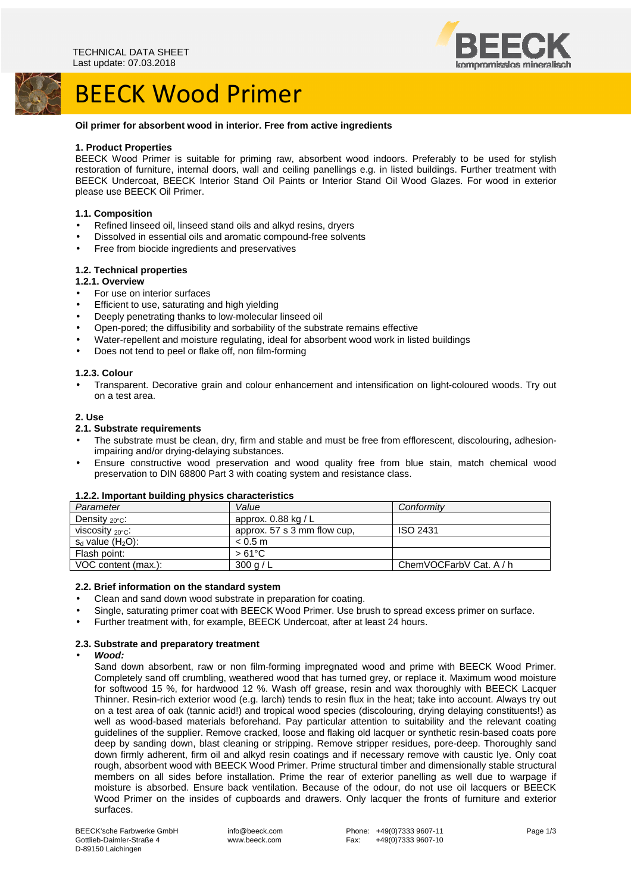TECHNICAL DATA SHEET
Last update: 07.03.2018

# BEECK Wood Primer

**Oil primer for absorbent wood in interior. Free from active ingredients**

### 1. Product Properties

BEECK Wood Primer is suitable for priming raw, absorbent wood indoors. Preferably to be used for stylish restoration of furniture, internal doors, wall and ceiling panellings e.g. in listed buildings. Further treatment with BEECK Undercoat, BEECK Interior Stand Oil Paints or Interior Stand Oil Wood Glazes. For wood in exterior please use BEECK Oil Primer.

### 1.1. Composition

- Refined linseed oil, linseed stand oils and alkyd resins, dryers
- Dissolved in essential oils and aromatic compound-free solvents
- Free from biocide ingredients and preservatives

### 1.2. Technical properties

#### 1.2.1. Overview

- For use on interior surfaces
- Efficient to use, saturating and high yielding
- Deeply penetrating thanks to low-molecular linseed oil
- Open-pored; the diffusibility and sorbability of the substrate remains effective
- Water-repellent and moisture regulating, ideal for absorbent wood work in listed buildings
- Does not tend to peel or flake off, non film-forming

#### 1.2.2. Important building physics characteristics

| Parameter | Value | Conformity |
| --- | --- | --- |
| Density $_{20°C}$: | approx. 0.88 kg / L | |
| viscosity $_{20°C}$: | approx. 57 s 3 mm flow cup, | ISO 2431 |
| $s_d$ value ($H_2O$): | < 0.5 m | |
| Flash point: | > 61°C | |
| VOC content (max.): | 300 g / L | ChemVOCFarbV Cat. A / h |

#### 1.2.3. Colour

- Transparent. Decorative grain and colour enhancement and intensification on light-coloured woods. Try out on a test area.

### 2. Use

### 2.1. Substrate requirements

- The substrate must be clean, dry, firm and stable and must be free from efflorescent, discolouring, adhesion-impairing and/or drying-delaying substances.
- Ensure constructive wood preservation and wood quality free from blue stain, match chemical wood preservation to DIN 68800 Part 3 with coating system and resistance class.

### 2.2. Brief information on the standard system

- Clean and sand down wood substrate in preparation for coating.
- Single, saturating primer coat with BEECK Wood Primer. Use brush to spread excess primer on surface.
- Further treatment with, for example, BEECK Undercoat, after at least 24 hours.

### 2.3. Substrate and preparatory treatment

- ***Wood:***

  Sand down absorbent, raw or non film-forming impregnated wood and prime with BEECK Wood Primer. Completely sand off crumbling, weathered wood that has turned grey, or replace it. Maximum wood moisture for softwood 15 %, for hardwood 12 %. Wash off grease, resin and wax thoroughly with BEECK Lacquer Thinner. Resin-rich exterior wood (e.g. larch) tends to resin flux in the heat; take into account. Always try out on a test area of oak (tannic acid!) and tropical wood species (discolouring, drying delaying constituents!) as well as wood-based materials beforehand. Pay particular attention to suitability and the relevant coating guidelines of the supplier. Remove cracked, loose and flaking old lacquer or synthetic resin-based coats pore deep by sanding down, blast cleaning or stripping. Remove stripper residues, pore-deep. Thoroughly sand down firmly adherent, firm oil and alkyd resin coatings and if necessary remove with caustic lye. Only coat rough, absorbent wood with BEECK Wood Primer. Prime structural timber and dimensionally stable structural members on all sides before installation. Prime the rear of exterior panelling as well due to warpage if moisture is absorbed. Ensure back ventilation. Because of the odour, do not use oil lacquers or BEECK Wood Primer on the insides of cupboards and drawers. Only lacquer the fronts of furniture and exterior surfaces.

BEECK'sche Farbwerke GmbH
Gottlieb-Daimler-Straße 4
D-89150 Laichingen

info@beeck.com
www.beeck.com

Phone: +49(0)7333 9607-11
Fax: +49(0)7333 9607-10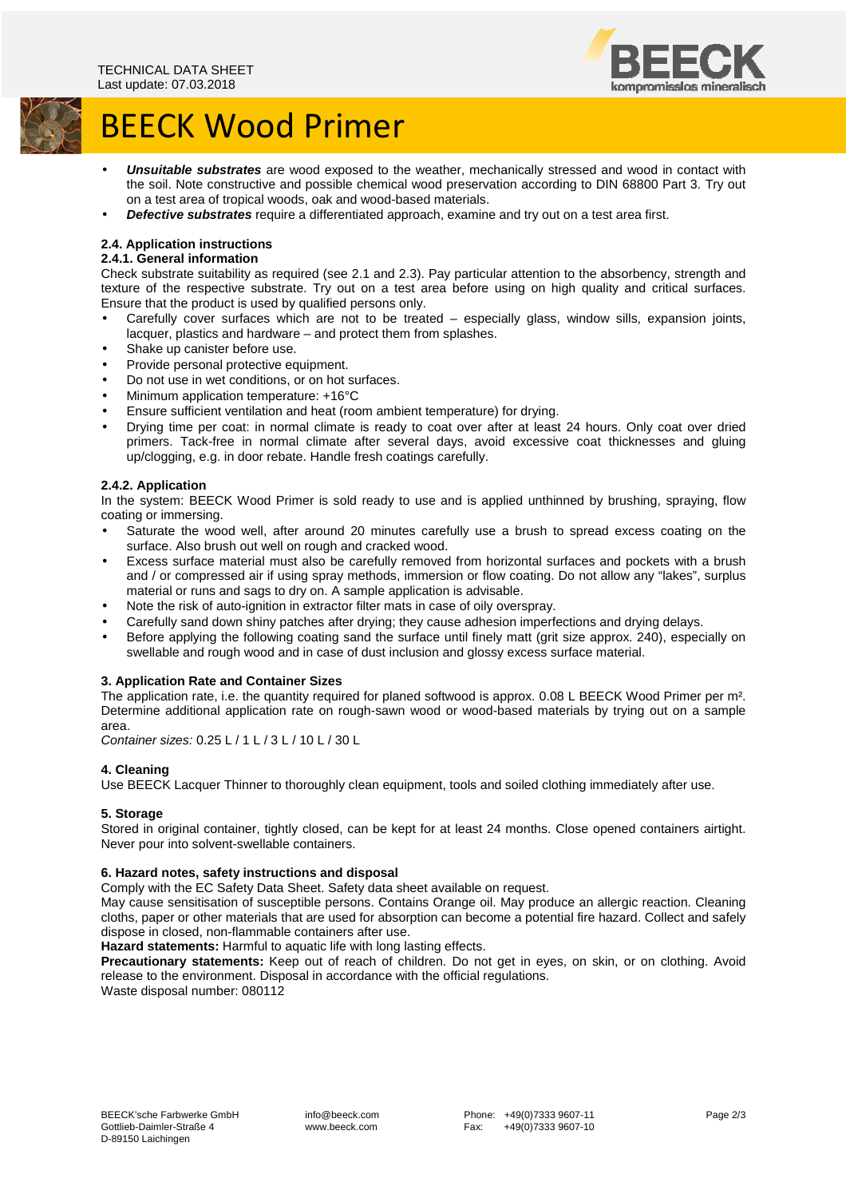- ***Unsuitable substrates*** are wood exposed to the weather, mechanically stressed and wood in contact with the soil. Note constructive and possible chemical wood preservation according to DIN 68800 Part 3. Try out on a test area of tropical woods, oak and wood-based materials.
- ***Defective substrates*** require a differentiated approach, examine and try out on a test area first.

### 2.4. Application instructions

#### 2.4.1. General information

Check substrate suitability as required (see 2.1 and 2.3). Pay particular attention to the absorbency, strength and texture of the respective substrate. Try out on a test area before using on high quality and critical surfaces. Ensure that the product is used by qualified persons only.

- Carefully cover surfaces which are not to be treated – especially glass, window sills, expansion joints, lacquer, plastics and hardware – and protect them from splashes.
- Shake up canister before use.
- Provide personal protective equipment.
- Do not use in wet conditions, or on hot surfaces.
- Minimum application temperature: +16°C
- Ensure sufficient ventilation and heat (room ambient temperature) for drying.
- Drying time per coat: in normal climate is ready to coat over after at least 24 hours. Only coat over dried primers. Tack-free in normal climate after several days, avoid excessive coat thicknesses and gluing up/clogging, e.g. in door rebate. Handle fresh coatings carefully.

#### 2.4.2. Application

In the system: BEECK Wood Primer is sold ready to use and is applied unthinned by brushing, spraying, flow coating or immersing.

- Saturate the wood well, after around 20 minutes carefully use a brush to spread excess coating on the surface. Also brush out well on rough and cracked wood.
- Excess surface material must also be carefully removed from horizontal surfaces and pockets with a brush and / or compressed air if using spray methods, immersion or flow coating. Do not allow any "lakes", surplus material or runs and sags to dry on. A sample application is advisable.
- Note the risk of auto-ignition in extractor filter mats in case of oily overspray.
- Carefully sand down shiny patches after drying; they cause adhesion imperfections and drying delays.
- Before applying the following coating sand the surface until finely matt (grit size approx. 240), especially on swellable and rough wood and in case of dust inclusion and glossy excess surface material.

### 3. Application Rate and Container Sizes

The application rate, i.e. the quantity required for planed softwood is approx. 0.08 L BEECK Wood Primer per m². Determine additional application rate on rough-sawn wood or wood-based materials by trying out on a sample area.

*Container sizes:* 0.25 L / 1 L / 3 L / 10 L / 30 L

### 4. Cleaning

Use BEECK Lacquer Thinner to thoroughly clean equipment, tools and soiled clothing immediately after use.

### 5. Storage

Stored in original container, tightly closed, can be kept for at least 24 months. Close opened containers airtight. Never pour into solvent-swellable containers.

### 6. Hazard notes, safety instructions and disposal

Comply with the EC Safety Data Sheet. Safety data sheet available on request.

May cause sensitisation of susceptible persons. Contains Orange oil. May produce an allergic reaction. Cleaning cloths, paper or other materials that are used for absorption can become a potential fire hazard. Collect and safely dispose in closed, non-flammable containers after use.

**Hazard statements:** Harmful to aquatic life with long lasting effects.

**Precautionary statements:** Keep out of reach of children. Do not get in eyes, on skin, or on clothing. Avoid release to the environment. Disposal in accordance with the official regulations.

Waste disposal number: 080112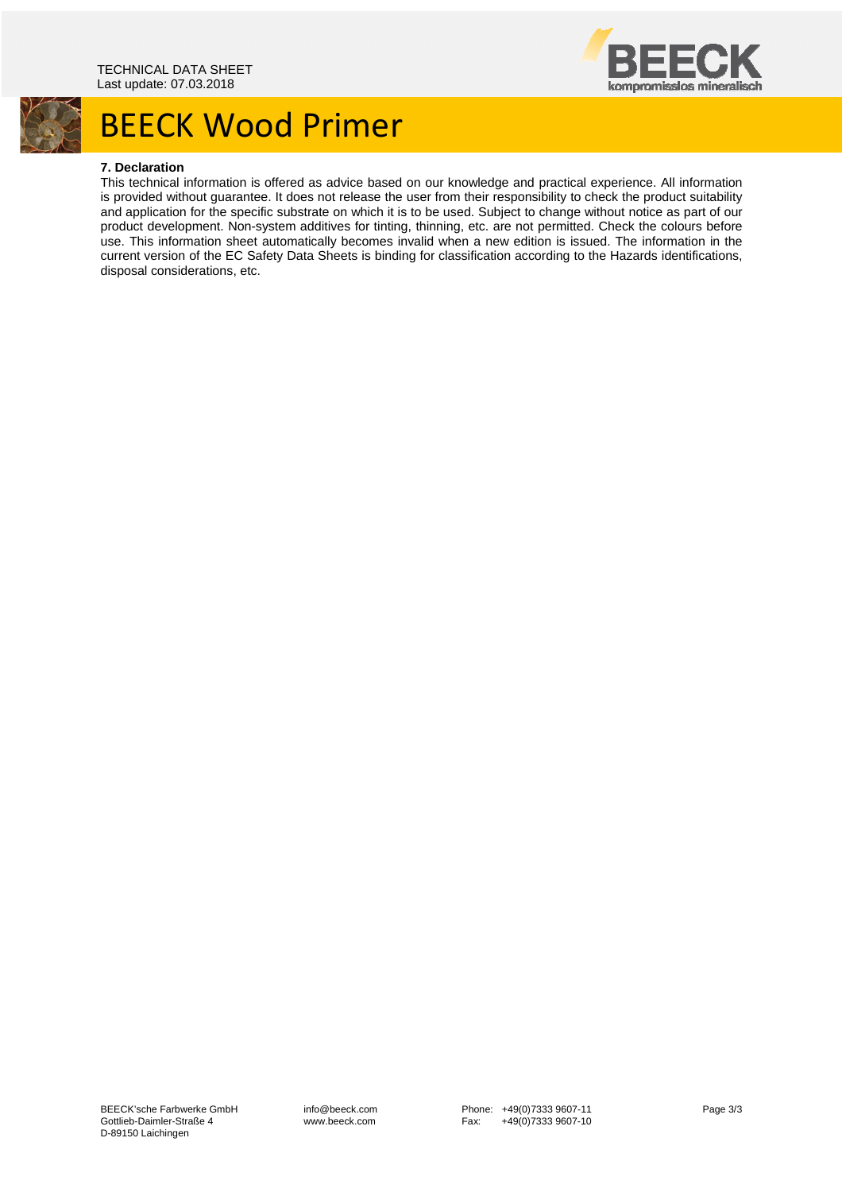# BEECK Wood Primer

### 7. Declaration

This technical information is offered as advice based on our knowledge and practical experience. All information is provided without guarantee. It does not release the user from their responsibility to check the product suitability and application for the specific substrate on which it is to be used. Subject to change without notice as part of our product development. Non-system additives for tinting, thinning, etc. are not permitted. Check the colours before use. This information sheet automatically becomes invalid when a new edition is issued. The information in the current version of the EC Safety Data Sheets is binding for classification according to the Hazards identifications, disposal considerations, etc.